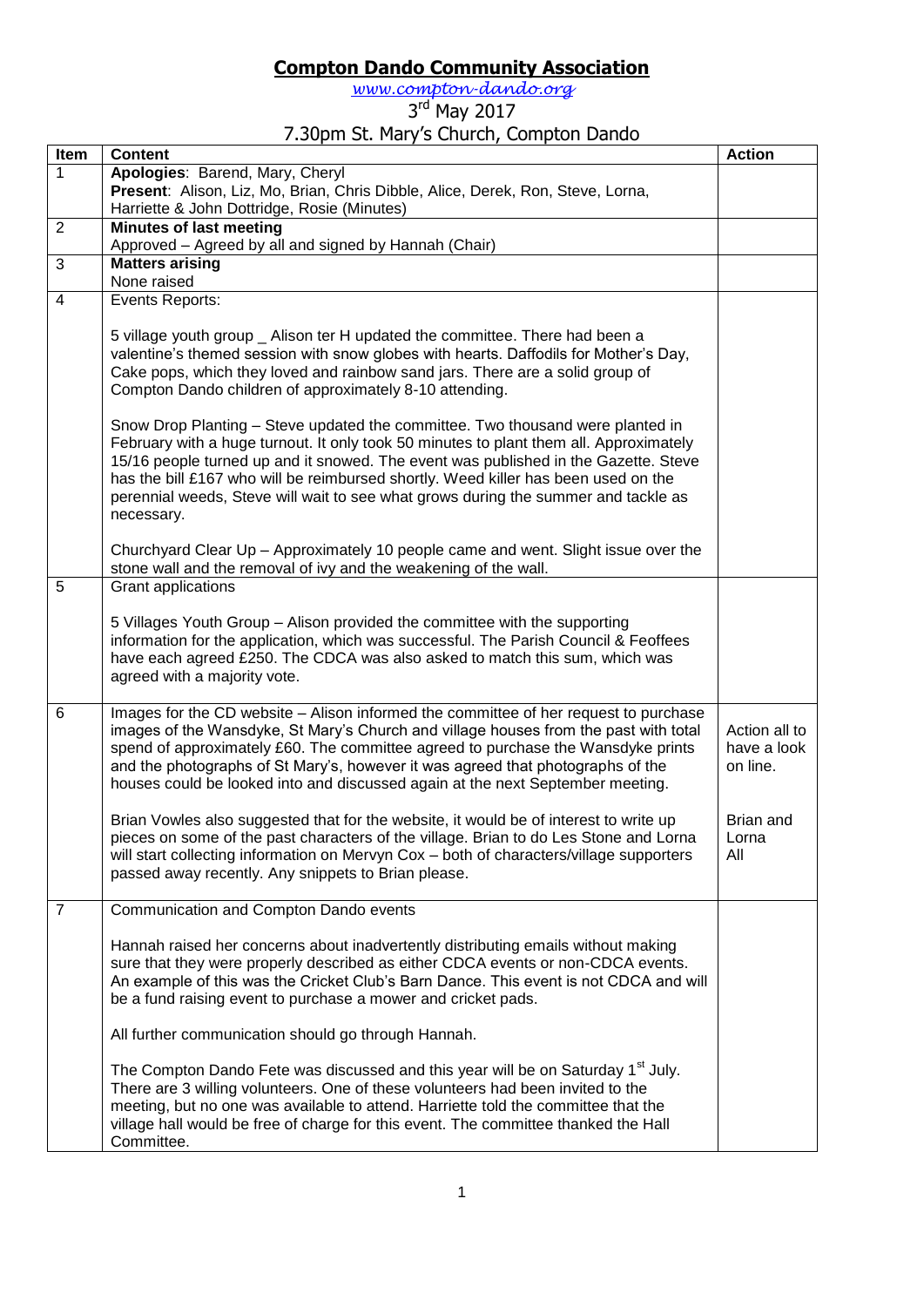# Compton Dando Community Association

www.compton-dando.org

3rd May 2017

7.30pm St. Mary's Church, Compton Dando

| Item | Content | Action |
|---|---|---|
| 1 | **Apologies**: Barend, Mary, Cheryl<br>**Present**: Alison, Liz, Mo, Brian, Chris Dibble, Alice, Derek, Ron, Steve, Lorna, Harriette & John Dottridge, Rosie (Minutes) | |
| 2 | **Minutes of last meeting**<br>Approved – Agreed by all and signed by Hannah (Chair) | |
| 3 | **Matters arising**<br>None raised | |
| 4 | Events Reports:<br><br>5 village youth group _ Alison ter H updated the committee. There had been a valentine's themed session with snow globes with hearts. Daffodils for Mother's Day, Cake pops, which they loved and rainbow sand jars. There are a solid group of Compton Dando children of approximately 8-10 attending.<br><br>Snow Drop Planting – Steve updated the committee. Two thousand were planted in February with a huge turnout. It only took 50 minutes to plant them all. Approximately 15/16 people turned up and it snowed. The event was published in the Gazette. Steve has the bill £167 who will be reimbursed shortly. Weed killer has been used on the perennial weeds, Steve will wait to see what grows during the summer and tackle as necessary.<br><br>Churchyard Clear Up – Approximately 10 people came and went. Slight issue over the stone wall and the removal of ivy and the weakening of the wall. | |
| 5 | Grant applications<br><br>5 Villages Youth Group – Alison provided the committee with the supporting information for the application, which was successful. The Parish Council & Feoffees have each agreed £250. The CDCA was also asked to match this sum, which was agreed with a majority vote. | |
| 6 | Images for the CD website – Alison informed the committee of her request to purchase images of the Wansdyke, St Mary's Church and village houses from the past with total spend of approximately £60. The committee agreed to purchase the Wansdyke prints and the photographs of St Mary's, however it was agreed that photographs of the houses could be looked into and discussed again at the next September meeting.<br><br>Brian Vowles also suggested that for the website, it would be of interest to write up pieces on some of the past characters of the village. Brian to do Les Stone and Lorna will start collecting information on Mervyn Cox – both of characters/village supporters passed away recently. Any snippets to Brian please. | Action all to have a look on line.<br><br>Brian and Lorna<br>All |
| 7 | Communication and Compton Dando events<br><br>Hannah raised her concerns about inadvertently distributing emails without making sure that they were properly described as either CDCA events or non-CDCA events. An example of this was the Cricket Club's Barn Dance. This event is not CDCA and will be a fund raising event to purchase a mower and cricket pads.<br><br>All further communication should go through Hannah.<br><br>The Compton Dando Fete was discussed and this year will be on Saturday 1st July. There are 3 willing volunteers. One of these volunteers had been invited to the meeting, but no one was available to attend. Harriette told the committee that the village hall would be free of charge for this event. The committee thanked the Hall Committee. | |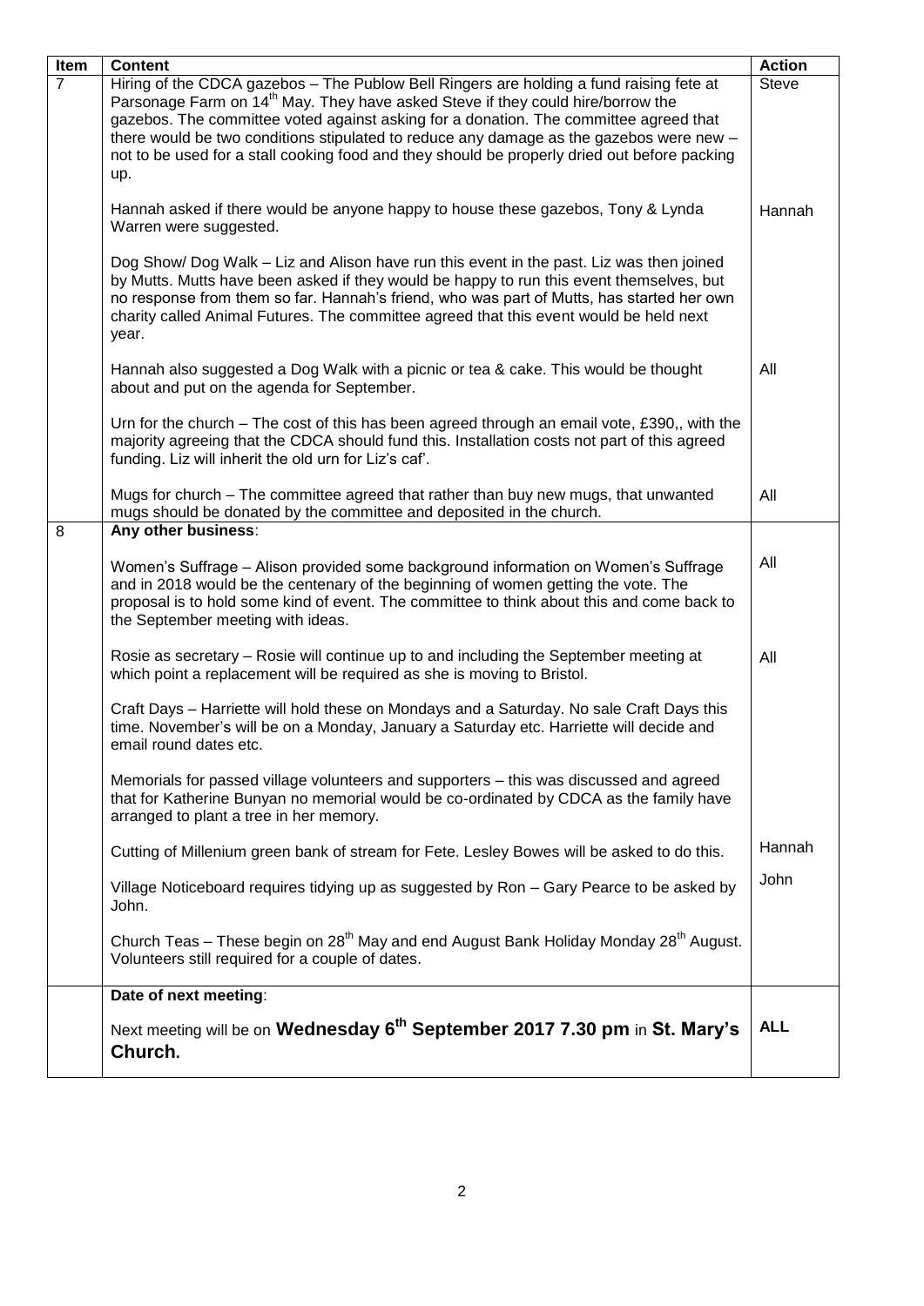| Item | Content | Action |
|---|---|---|
| 7 | Hiring of the CDCA gazebos – The Publow Bell Ringers are holding a fund raising fete at Parsonage Farm on 14th May. They have asked Steve if they could hire/borrow the gazebos. The committee voted against asking for a donation. The committee agreed that there would be two conditions stipulated to reduce any damage as the gazebos were new – not to be used for a stall cooking food and they should be properly dried out before packing up. | Steve |
| | Hannah asked if there would be anyone happy to house these gazebos, Tony & Lynda Warren were suggested. | Hannah |
| | Dog Show/ Dog Walk – Liz and Alison have run this event in the past. Liz was then joined by Mutts. Mutts have been asked if they would be happy to run this event themselves, but no response from them so far. Hannah's friend, who was part of Mutts, has started her own charity called Animal Futures. The committee agreed that this event would be held next year. | |
| | Hannah also suggested a Dog Walk with a picnic or tea & cake. This would be thought about and put on the agenda for September. | All |
| | Urn for the church – The cost of this has been agreed through an email vote, £390,, with the majority agreeing that the CDCA should fund this. Installation costs not part of this agreed funding. Liz will inherit the old urn for Liz's caf'. | |
| | Mugs for church – The committee agreed that rather than buy new mugs, that unwanted mugs should be donated by the committee and deposited in the church. | All |
| 8 | **Any other business**: | |
| | Women's Suffrage – Alison provided some background information on Women's Suffrage and in 2018 would be the centenary of the beginning of women getting the vote. The proposal is to hold some kind of event. The committee to think about this and come back to the September meeting with ideas. | All |
| | Rosie as secretary – Rosie will continue up to and including the September meeting at which point a replacement will be required as she is moving to Bristol. | All |
| | Craft Days – Harriette will hold these on Mondays and a Saturday. No sale Craft Days this time. November's will be on a Monday, January a Saturday etc. Harriette will decide and email round dates etc. | |
| | Memorials for passed village volunteers and supporters – this was discussed and agreed that for Katherine Bunyan no memorial would be co-ordinated by CDCA as the family have arranged to plant a tree in her memory. | |
| | Cutting of Millenium green bank of stream for Fete. Lesley Bowes will be asked to do this. | Hannah |
| | Village Noticeboard requires tidying up as suggested by Ron – Gary Pearce to be asked by John. | John |
| | Church Teas – These begin on 28th May and end August Bank Holiday Monday 28th August. Volunteers still required for a couple of dates. | |
| | **Date of next meeting**: Next meeting will be on **Wednesday 6th September 2017 7.30 pm** in **St. Mary's Church.** | **ALL** |